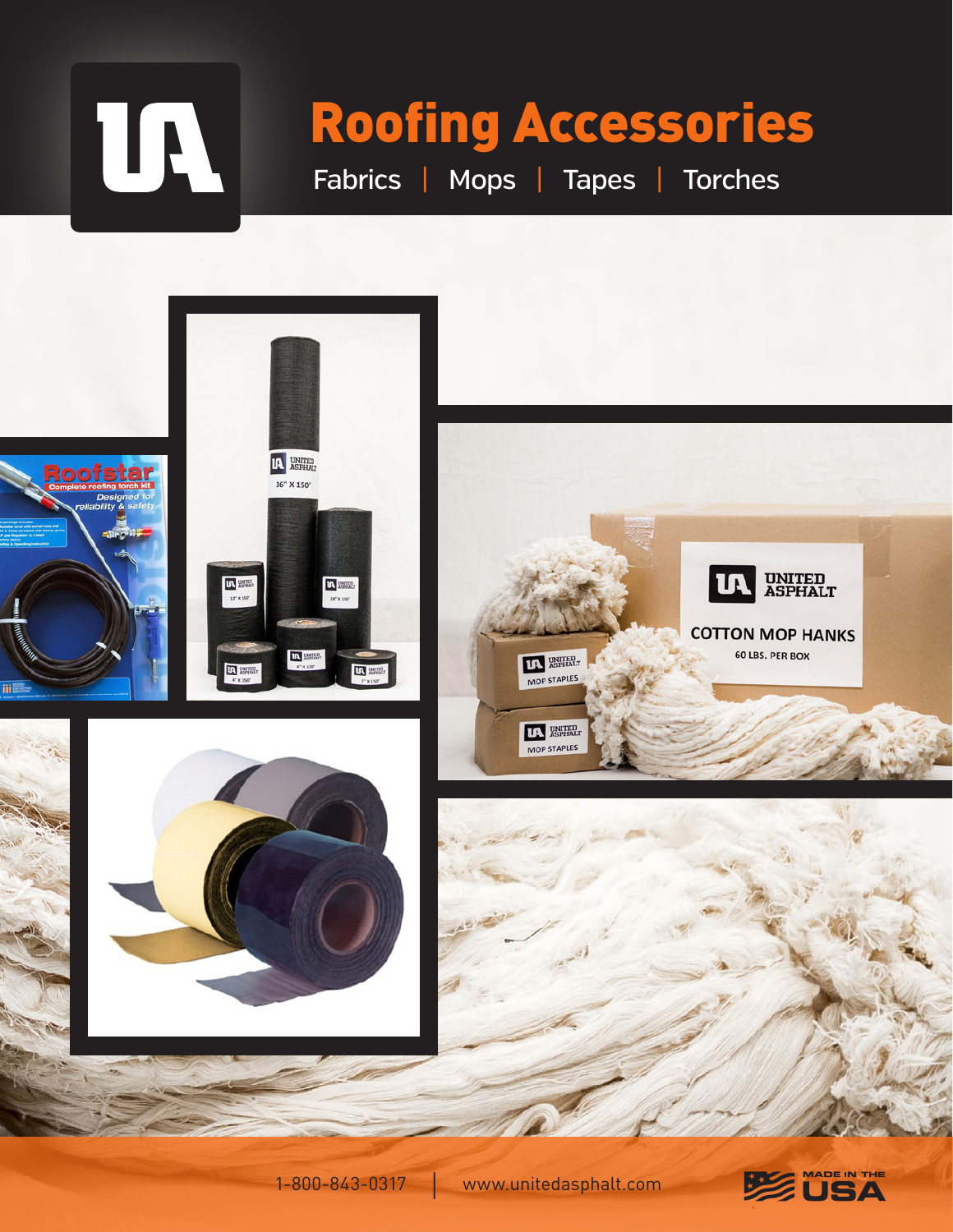# Roofing Accessories

Fabrics | Mops | Tapes | Torches

1-800-843-0317 | www.unitedasphalt.com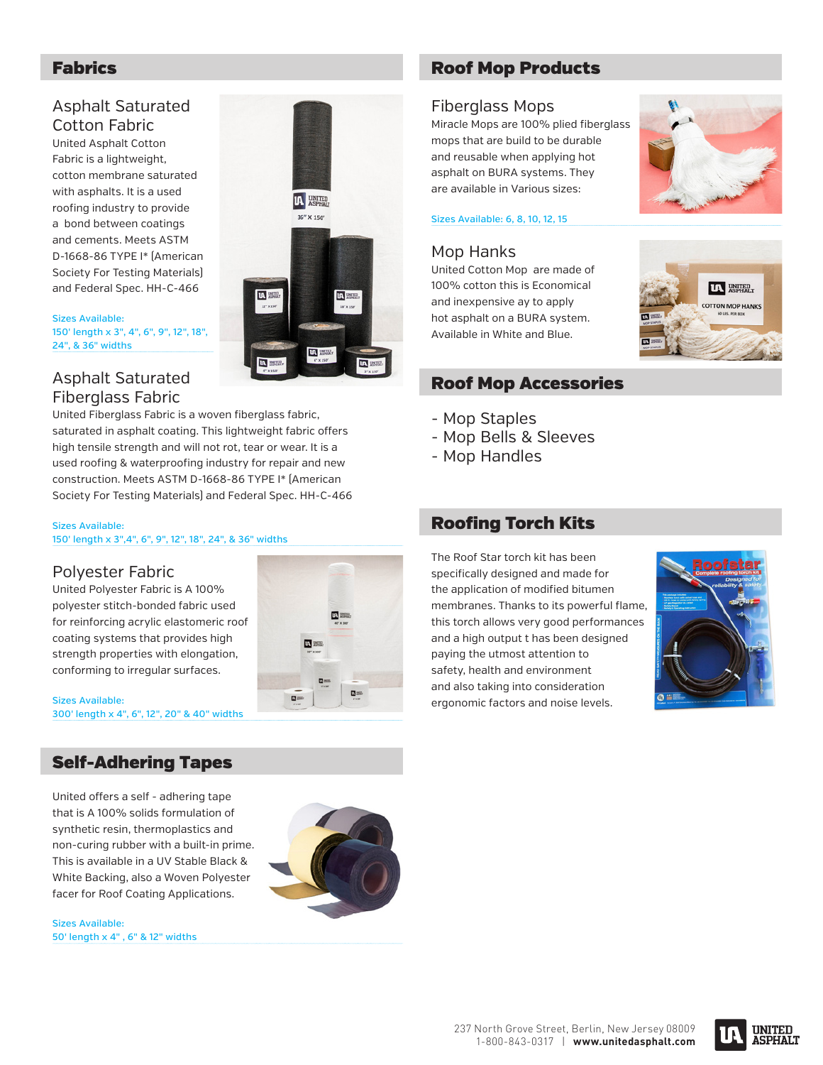## Fabrics

### Asphalt Saturated Cotton Fabric

United Asphalt Cotton Fabric is a lightweight, cotton membrane saturated with asphalts. It is a used roofing industry to provide a bond between coatings and cements. Meets ASTM D-1668-86 TYPE I* [American Society For Testing Materials] and Federal Spec. HH-C-466

Sizes Available:
150' length x 3", 4", 6", 9", 12", 18", 24", & 36" widths

### Asphalt Saturated Fiberglass Fabric

United Fiberglass Fabric is a woven fiberglass fabric, saturated in asphalt coating. This lightweight fabric offers high tensile strength and will not rot, tear or wear. It is a used roofing & waterproofing industry for repair and new construction. Meets ASTM D-1668-86 TYPE I* [American Society For Testing Materials] and Federal Spec. HH-C-466

Sizes Available:
150' length x 3",4", 6", 9", 12", 18", 24", & 36" widths

### Polyester Fabric

United Polyester Fabric is A 100% polyester stitch-bonded fabric used for reinforcing acrylic elastomeric roof coating systems that provides high strength properties with elongation, conforming to irregular surfaces.

Sizes Available:
300' length x 4", 6", 12", 20" & 40" widths

## Self-Adhering Tapes

United offers a self - adhering tape that is A 100% solids formulation of synthetic resin, thermoplastics and non-curing rubber with a built-in prime. This is available in a UV Stable Black & White Backing, also a Woven Polyester facer for Roof Coating Applications.

Sizes Available:
50' length x 4" , 6" & 12" widths

## Roof Mop Products

### Fiberglass Mops

Miracle Mops are 100% plied fiberglass mops that are build to be durable and reusable when applying hot asphalt on BURA systems. They are available in Various sizes:

Sizes Available: 6, 8, 10, 12, 15

### Mop Hanks

United Cotton Mop are made of 100% cotton this is Economical and inexpensive ay to apply hot asphalt on a BURA system. Available in White and Blue.

## Roof Mop Accessories

- Mop Staples
- Mop Bells & Sleeves
- Mop Handles

## Roofing Torch Kits

The Roof Star torch kit has been specifically designed and made for the application of modified bitumen membranes. Thanks to its powerful flame, this torch allows very good performances and a high output t has been designed paying the utmost attention to safety, health and environment and also taking into consideration ergonomic factors and noise levels.

237 North Grove Street, Berlin, New Jersey 08009
1-800-843-0317 | **www.unitedasphalt.com**

UNITED ASPHALT